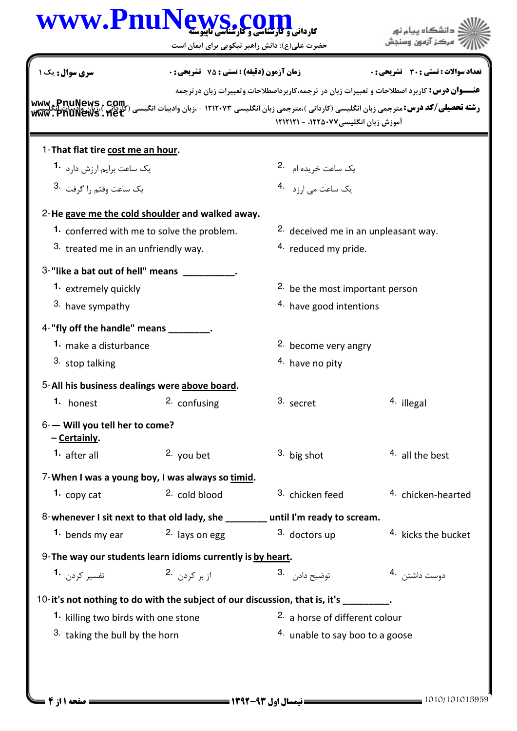**سری سوال:** یک ۱ — **زمان آزمون (دقیقه) : تستی : ۷۵ تشریحی : ۰** — **تعداد سوالات : تستی : ۳۰ تشریحی : ۰**

**عنـــوان درس:** کاربرد اصطلاحات و تعبیرات زبان در ترجمه،کاربرداصطلاحات وتعبیرات زبان درترجمه

**رشته تحصیلی/کد درس:** مترجمی زبان انگلیسی (کاردانی )،مترجمی زبان انگلیسی ۱۲۱۲۰۷۳ - ،زبان وادبیات انگلیسی (کاردانی )،زبان وادبیات انگلیسی آموزش زبان انگلیسی۱۲۲۵۰۷۷، - ۱۲۱۲۱۲۱

1-That flat tire cost me an hour.

1. یک ساعت برایم ارزش دارد
2. یک ساعت خریده ام
3. یک ساعت وقتم را گرفت
4. یک ساعت می ارزد

2-He gave me the cold shoulder and walked away.

1. conferred with me to solve the problem.
2. deceived me in an unpleasant way.
3. treated me in an unfriendly way.
4. reduced my pride.

3-"like a bat out of hell" means __________.

1. extremely quickly
2. be the most important person
3. have sympathy
4. have good intentions

4-"fly off the handle" means ________.

1. make a disturbance
2. become very angry
3. stop talking
4. have no pity

5-All his business dealings were above board.

1. honest
2. confusing
3. secret
4. illegal

6-— Will you tell her to come?
– Certainly.

1. after all
2. you bet
3. big shot
4. all the best

7-When I was a young boy, I was always so timid.

1. copy cat
2. cold blood
3. chicken feed
4. chicken-hearted

8-whenever I sit next to that old lady, she ________ until I'm ready to scream.

1. bends my ear
2. lays on egg
3. doctors up
4. kicks the bucket

9-The way our students learn idioms currently is by heart.

1. تفسیر کردن
2. از بر کردن
3. توضیح دادن
4. دوست داشتن

10-it's not nothing to do with the subject of our discussion, that is, it's _________.

1. killing two birds with one stone
2. a horse of different colour
3. taking the bull by the horn
4. unable to say boo to a goose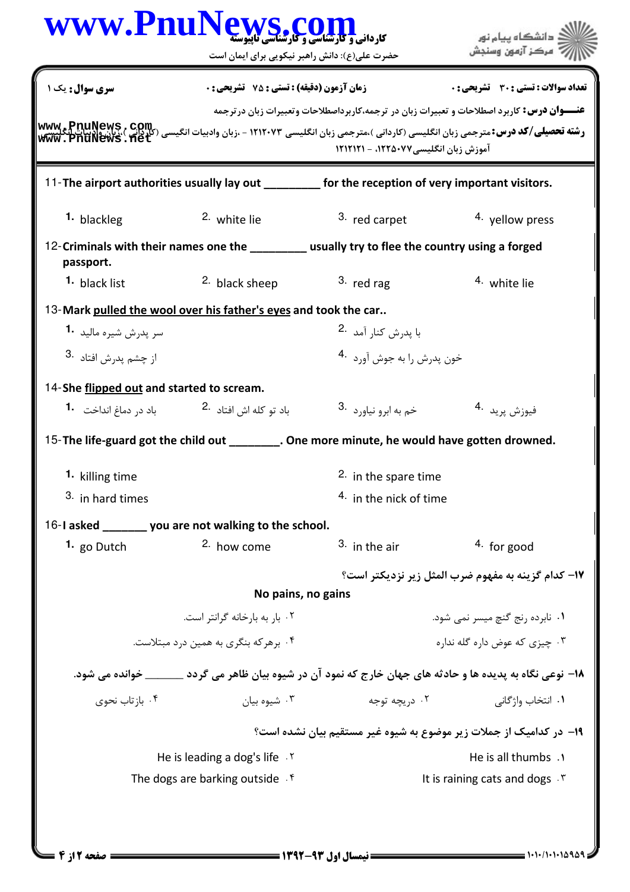**تعداد سوالات : تستی : ۳۰ تشریحی : ۰** | **زمان آزمون (دقیقه) : تستی : ۷۵ تشریحی : ۰** | **سری سوال : یک ۱**

**عنـــوان درس:** کاربرد اصطلاحات و تعبیرات زبان در ترجمه،کاربرداصطلاحات وتعبیرات زبان درترجمه

**رشته تحصیلی/کد درس:** مترجمی زبان انگلیسی (کاردانی )،مترجمی زبان انگلیسی ۱۲۱۲۰۷۳ - ،زبان وادبیات انگیسی (کاردانی )،زبان وادبیات انگلیسی آموزش زبان انگلیسی۱۲۲۵۰۷۷، - ۱۲۱۲۱۲۱

11-The airport authorities usually lay out _________ for the reception of very important visitors.

1. blackleg
2. white lie
3. red carpet
4. yellow press

12-Criminals with their names one the _________ usually try to flee the country using a forged passport.

1. black list
2. black sheep
3. red rag
4. white lie

13-Mark pulled the wool over his father's eyes and took the car..

1. سر پدرش شیره مالید
2. با پدرش کنار آمد
3. از چشم پدرش افتاد
4. خون پدرش را به جوش آورد

14-She flipped out and started to scream.

1. باد در دماغ انداخت
2. باد تو کله اش افتاد
3. خم به ابرو نیاورد
4. فیوزش پرید

15-The life-guard got the child out ________. One more minute, he would have gotten drowned.

1. killing time
2. in the spare time
3. in hard times
4. in the nick of time

16-I asked _______ you are not walking to the school.

1. go Dutch
2. how come
3. in the air
4. for good

**۱۷– کدام گزینه به مفهوم ضرب المثل زیر نزدیکتر است؟**

**No pains, no gains**

۱. نابرده رنج گنج میسر نمی شود.
۲. بار به بارخانه گرانتر است.
۳. چیزی که عوض داره گله نداره
۴. برهرکه بنگری به همین درد مبتلاست.

**۱۸– نوعی نگاه به پدیده ها و حادثه های جهان خارج که نمود آن در شیوه بیان ظاهر می گردد ______ خوانده می شود.**

۱. انتخاب واژگانی
۲. دریچه توجه
۳. شیوه بیان
۴. بازتاب نحوی

**۱۹– در کدامیک از جملات زیر موضوع به شیوه غیر مستقیم بیان نشده است؟**

۱. He is all thumbs
۲. He is leading a dog's life
۳. It is raining cats and dogs
۴. The dogs are barking outside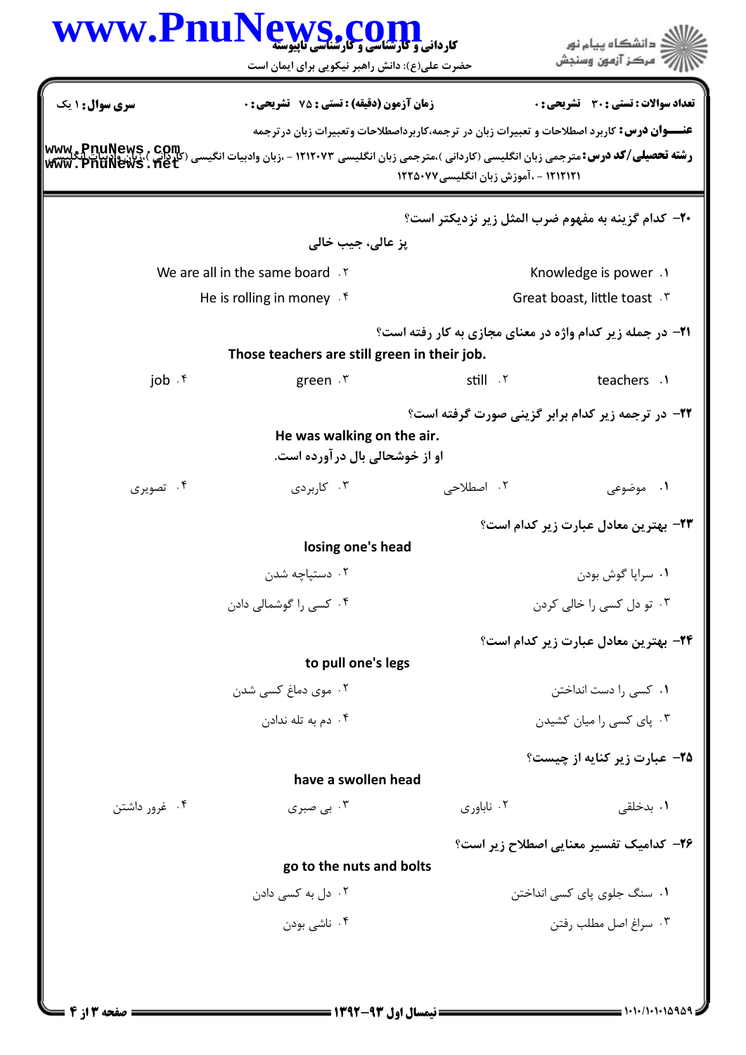**سری سؤال:** ۱ یک

**زمان آزمون (دقیقه) : تستی : ۷۵ تشریحی : ۰**

**تعداد سوالات : تستی : ۳۰ تشریحی : ۰**

**عنـــوان درس:** کاربرد اصطلاحات و تعبیرات زبان در ترجمه،کاربرداصطلاحات وتعبیرات زبان درترجمه

**رشته تحصیلی/کد درس:** مترجمی زبان انگلیسی (کاردانی )،مترجمی زبان انگلیسی ۱۲۱۲۰۷۳ - ،زبان وادبیات انگیسی (کاردانی )،زبان وادبیات انگلیسی ۱۲۱۲۱۲۱ - ،آموزش زبان انگلیسی ۱۲۲۵۰۷۷

**۲۰- کدام گزینه به مفهوم ضرب المثل زیر نزدیکتر است؟**

پز عالی، جیب خالی

۱. Knowledge is power

۲. We are all in the same board

۳. Great boast, little toast

۴. He is rolling in money

**۲۱- در جمله زیر کدام واژه در معنای مجازی به کار رفته است؟**

**Those teachers are still green in their job.**

۱. teachers

۲. still

۳. green

۴. job

**۲۲- در ترجمه زیر کدام برابر گزینی صورت گرفته است؟**

**He was walking on the air.**

او از خوشحالی بال درآورده است.

۱. موضوعی

۲. اصطلاحی

۳. کاربردی

۴. تصویری

**۲۳- بهترین معادل عبارت زیر کدام است؟**

**losing one's head**

۱. سراپا گوش بودن

۲. دستپاچه شدن

۳. تو دل کسی را خالی کردن

۴. کسی را گوشمالی دادن

**۲۴- بهترین معادل عبارت زیر کدام است؟**

**to pull one's legs**

۱. کسی را دست انداختن

۲. موی دماغ کسی شدن

۳. پای کسی را میان کشیدن

۴. دم به تله ندادن

**۲۵- عبارت زیر کنایه از چیست؟**

**have a swollen head**

۱. بدخلقی

۲. ناباوری

۳. بی صبری

۴. غرور داشتن

**۲۶- کدامیک تفسیر معنایی اصطلاح زیر است؟**

**go to the nuts and bolts**

۱. سنگ جلوی پای کسی انداختن

۲. دل به کسی دادن

۳. سراغ اصل مطلب رفتن

۴. ناشی بودن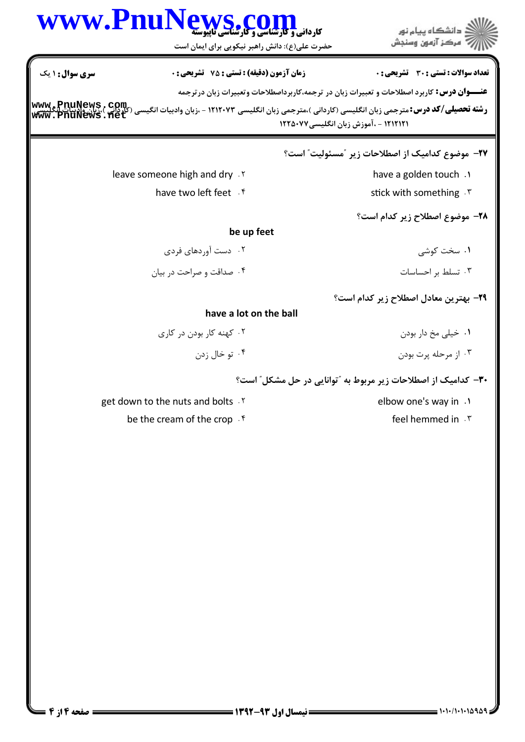**سری سوال:** ۱ یک

**زمان آزمون (دقیقه) : تستی :** ۷۵ **تشریحی :** ۰

**تعداد سوالات : تستی :** ۳۰ **تشریحی :** ۰

**عنـــوان درس:** کاربرد اصطلاحات و تعبیرات زبان در ترجمه،کاربرداصطلاحات وتعبیرات زبان درترجمه

**رشته تحصیلی/کد درس:** مترجمی زبان انگلیسی (کاردانی )،مترجمی زبان انگلیسی ۱۲۱۲۰۷۳ - ،زبان وادبیات انگیسی (کاردانی )،زبان وادبیات انگلیسی ۱۲۱۲۱۲۱ - ،آموزش زبان انگلیسی۱۲۲۵۰۷۷

**۲۷- موضوع کدامیک از اصطلاحات زیر "مسئولیت" است؟**

۱. have a golden touch

۲. leave someone high and dry

۳. stick with something

۴. have two left feet

**۲۸- موضوع اصطلاح زیر کدام است؟**

be up feet

۱. سخت کوشی

۲. دست آوردهای فردی

۳. تسلط بر احساسات

۴. صداقت و صراحت در بیان

**۲۹- بهترین معادل اصطلاح زیر کدام است؟**

have a lot on the ball

۱. خیلی مخ دار بودن

۲. کهنه کار بودن در کاری

۳. از مرحله پرت بودن

۴. تو خال زدن

**۳۰- کدامیک از اصطلاحات زیر مربوط به "توانایی در حل مشکل" است؟**

۱. elbow one's way in

۲. get down to the nuts and bolts

۳. feel hemmed in

۴. be the cream of the crop